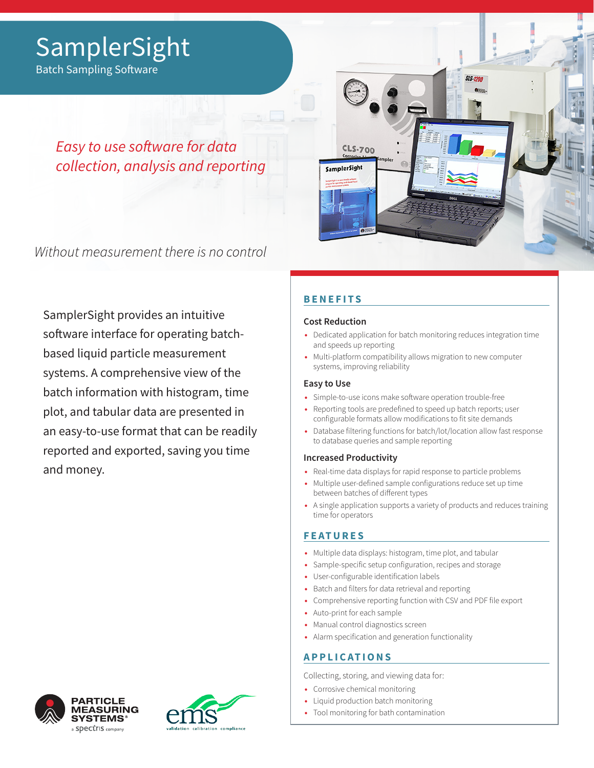# SamplerSight

Batch Sampling Software

*Easy to use software for data collection, analysis and reporting*

*Without measurement there is no control*

SamplerSight provides an intuitive software interface for operating batch-based liquid particle measurement systems. A comprehensive view of the batch information with histogram, time plot, and tabular data are presented in an easy-to-use format that can be readily reported and exported, saving you time and money.

## BENEFITS

### Cost Reduction

- Dedicated application for batch monitoring reduces integration time and speeds up reporting
- Multi-platform compatibility allows migration to new computer systems, improving reliability

### Easy to Use

- Simple-to-use icons make software operation trouble-free
- Reporting tools are predefined to speed up batch reports; user configurable formats allow modifications to fit site demands
- Database filtering functions for batch/lot/location allow fast response to database queries and sample reporting

### Increased Productivity

- Real-time data displays for rapid response to particle problems
- Multiple user-defined sample configurations reduce set up time between batches of different types
- A single application supports a variety of products and reduces training time for operators

## FEATURES

- Multiple data displays: histogram, time plot, and tabular
- Sample-specific setup configuration, recipes and storage
- User-configurable identification labels
- Batch and filters for data retrieval and reporting
- Comprehensive reporting function with CSV and PDF file export
- Auto-print for each sample
- Manual control diagnostics screen
- Alarm specification and generation functionality

## APPLICATIONS

Collecting, storing, and viewing data for:

- Corrosive chemical monitoring
- Liquid production batch monitoring
- Tool monitoring for bath contamination

PARTICLE MEASURING SYSTEMS® a spectris company

ems validation calibration compliance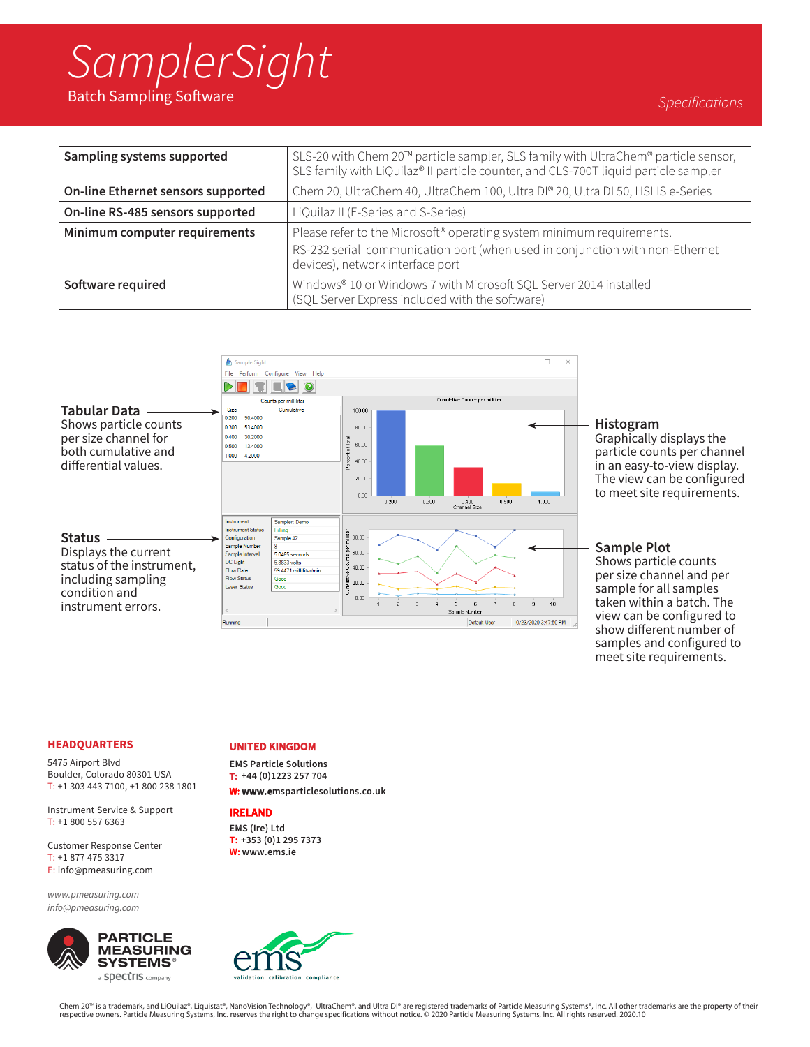# SamplerSight

Batch Sampling Software

*Specifications*

| | |
|---|---|
| **Sampling systems supported** | SLS-20 with Chem 20™ particle sampler, SLS family with UltraChem® particle sensor, SLS family with LiQuilaz® II particle counter, and CLS-700T liquid particle sampler |
| **On-line Ethernet sensors supported** | Chem 20, UltraChem 40, UltraChem 100, Ultra DI® 20, Ultra DI 50, HSLIS e-Series |
| **On-line RS-485 sensors supported** | LiQuilaz II (E-Series and S-Series) |
| **Minimum computer requirements** | Please refer to the Microsoft® operating system minimum requirements. RS-232 serial communication port (when used in conjunction with non-Ethernet devices), network interface port |
| **Software required** | Windows® 10 or Windows 7 with Microsoft SQL Server 2014 installed (SQL Server Express included with the software) |

**Tabular Data**
Shows particle counts per size channel for both cumulative and differential values.

**Status**
Displays the current status of the instrument, including sampling condition and instrument errors.

**Histogram**
Graphically displays the particle counts per channel in an easy-to-view display. The view can be configured to meet site requirements.

**Sample Plot**
Shows particle counts per size channel and per sample for all samples taken within a batch. The view can be configured to show different number of samples and configured to meet site requirements.

### HEADQUARTERS

5475 Airport Blvd
Boulder, Colorado 80301 USA
T: +1 303 443 7100, +1 800 238 1801

Instrument Service & Support
T: +1 800 557 6363

Customer Response Center
T: +1 877 475 3317
E: info@pmeasuring.com

*www.pmeasuring.com*
*info@pmeasuring.com*

### UNITED KINGDOM

**EMS Particle Solutions**
**T: +44 (0)1223 257 704**
**W: www.emsparticlesolutions.co.uk**

### IRELAND

**EMS (Ire) Ltd**
**T: +353 (0)1 295 7373**
**W: www.ems.ie**

PARTICLE MEASURING SYSTEMS® a spectris company

ems validation calibration compliance

Chem 20™ is a trademark, and LiQuilaz®, Liquistat®, NanoVision Technology®, UltraChem®, and Ultra DI® are registered trademarks of Particle Measuring Systems®, Inc. All other trademarks are the property of their respective owners. Particle Measuring Systems, Inc. reserves the right to change specifications without notice. © 2020 Particle Measuring Systems, Inc. All rights reserved. 2020.10